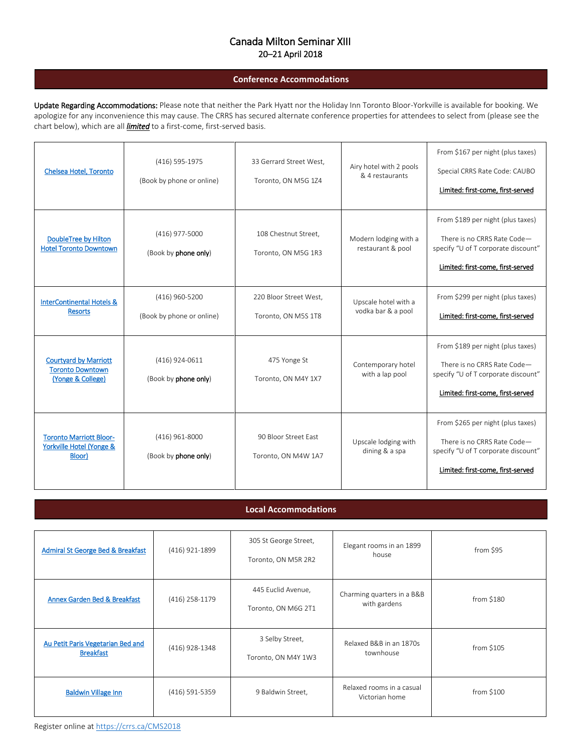# Canada Milton Seminar XIII

20–21 April 2018

## Conference Accommodations

**Update Regarding Accommodations:** Please note that neither the Park Hyatt nor the Holiday Inn Toronto Bloor-Yorkville is available for booking. We apologize for any inconvenience this may cause. The CRRS has secured alternate conference properties for attendees to select from (please see the chart below), which are all ***limited*** to a first-come, first-served basis.

| | | | | |
|---|---|---|---|---|
| Chelsea Hotel, Toronto | (416) 595-1975<br><br>(Book by phone or online) | 33 Gerrard Street West,<br><br>Toronto, ON M5G 1Z4 | Airy hotel with 2 pools & 4 restaurants | From $167 per night (plus taxes)<br><br>Special CRRS Rate Code: CAUBO<br><br>Limited: first-come, first-served |
| DoubleTree by Hilton Hotel Toronto Downtown | (416) 977-5000<br><br>(Book by **phone only**) | 108 Chestnut Street,<br><br>Toronto, ON M5G 1R3 | Modern lodging with a restaurant & pool | From $189 per night (plus taxes)<br><br>There is no CRRS Rate Code—specify "U of T corporate discount"<br><br>Limited: first-come, first-served |
| InterContinental Hotels & Resorts | (416) 960-5200<br><br>(Book by phone or online) | 220 Bloor Street West,<br><br>Toronto, ON M5S 1T8 | Upscale hotel with a vodka bar & a pool | From $299 per night (plus taxes)<br><br>Limited: first-come, first-served |
| Courtyard by Marriott Toronto Downtown (Yonge & College) | (416) 924-0611<br><br>(Book by **phone only**) | 475 Yonge St<br><br>Toronto, ON M4Y 1X7 | Contemporary hotel with a lap pool | From $189 per night (plus taxes)<br><br>There is no CRRS Rate Code—specify "U of T corporate discount"<br><br>Limited: first-come, first-served |
| Toronto Marriott Bloor-Yorkville Hotel (Yonge & Bloor) | (416) 961-8000<br><br>(Book by **phone only**) | 90 Bloor Street East<br><br>Toronto, ON M4W 1A7 | Upscale lodging with dining & a spa | From $265 per night (plus taxes)<br><br>There is no CRRS Rate Code—specify "U of T corporate discount"<br><br>Limited: first-come, first-served |

## Local Accommodations

| | | | | |
|---|---|---|---|---|
| Admiral St George Bed & Breakfast | (416) 921-1899 | 305 St George Street,<br><br>Toronto, ON M5R 2R2 | Elegant rooms in an 1899 house | from $95 |
| Annex Garden Bed & Breakfast | (416) 258-1179 | 445 Euclid Avenue,<br><br>Toronto, ON M6G 2T1 | Charming quarters in a B&B with gardens | from $180 |
| Au Petit Paris Vegetarian Bed and Breakfast | (416) 928-1348 | 3 Selby Street,<br><br>Toronto, ON M4Y 1W3 | Relaxed B&B in an 1870s townhouse | from $105 |
| Baldwin Village Inn | (416) 591-5359 | 9 Baldwin Street, | Relaxed rooms in a casual Victorian home | from $100 |

Register online at https://crrs.ca/CMS2018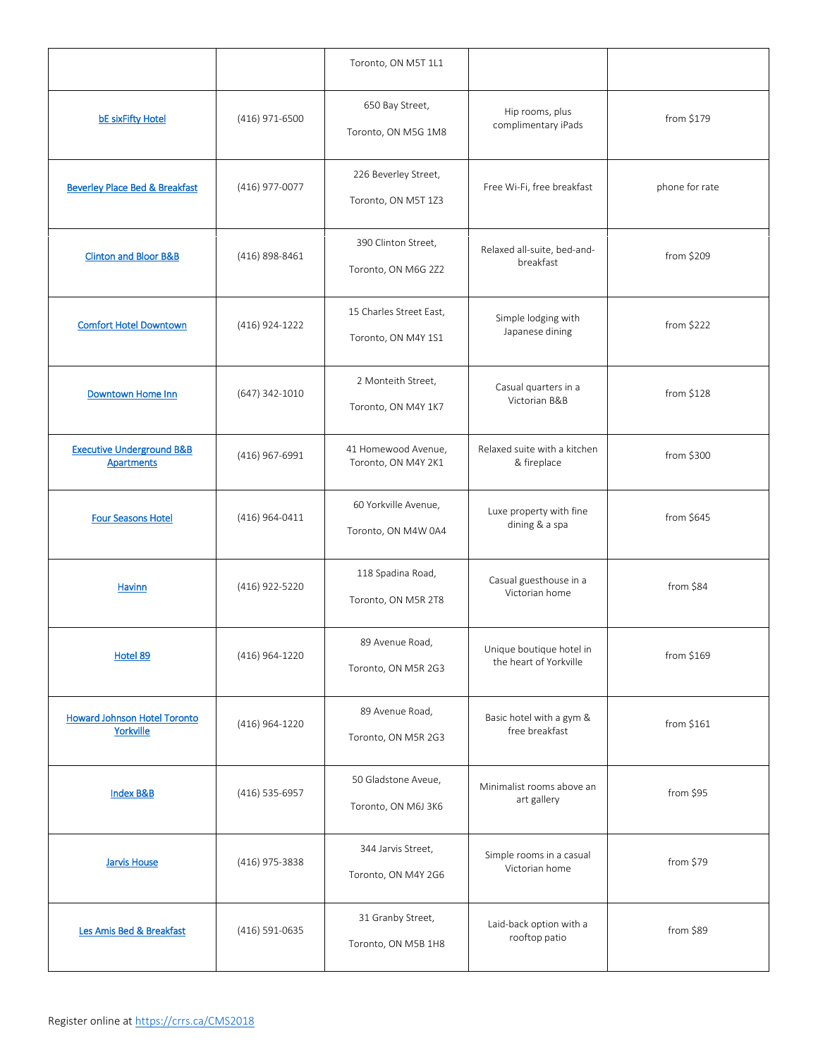| | | | | |
|---|---|---|---|---|
| | | Toronto, ON M5T 1L1 | | |
| bE sixFifty Hotel | (416) 971-6500 | 650 Bay Street, Toronto, ON M5G 1M8 | Hip rooms, plus complimentary iPads | from $179 |
| Beverley Place Bed & Breakfast | (416) 977-0077 | 226 Beverley Street, Toronto, ON M5T 1Z3 | Free Wi-Fi, free breakfast | phone for rate |
| Clinton and Bloor B&B | (416) 898-8461 | 390 Clinton Street, Toronto, ON M6G 2Z2 | Relaxed all-suite, bed-and-breakfast | from $209 |
| Comfort Hotel Downtown | (416) 924-1222 | 15 Charles Street East, Toronto, ON M4Y 1S1 | Simple lodging with Japanese dining | from $222 |
| Downtown Home Inn | (647) 342-1010 | 2 Monteith Street, Toronto, ON M4Y 1K7 | Casual quarters in a Victorian B&B | from $128 |
| Executive Underground B&B Apartments | (416) 967-6991 | 41 Homewood Avenue, Toronto, ON M4Y 2K1 | Relaxed suite with a kitchen & fireplace | from $300 |
| Four Seasons Hotel | (416) 964-0411 | 60 Yorkville Avenue, Toronto, ON M4W 0A4 | Luxe property with fine dining & a spa | from $645 |
| Havinn | (416) 922-5220 | 118 Spadina Road, Toronto, ON M5R 2T8 | Casual guesthouse in a Victorian home | from $84 |
| Hotel 89 | (416) 964-1220 | 89 Avenue Road, Toronto, ON M5R 2G3 | Unique boutique hotel in the heart of Yorkville | from $169 |
| Howard Johnson Hotel Toronto Yorkville | (416) 964-1220 | 89 Avenue Road, Toronto, ON M5R 2G3 | Basic hotel with a gym & free breakfast | from $161 |
| Index B&B | (416) 535-6957 | 50 Gladstone Aveue, Toronto, ON M6J 3K6 | Minimalist rooms above an art gallery | from $95 |
| Jarvis House | (416) 975-3838 | 344 Jarvis Street, Toronto, ON M4Y 2G6 | Simple rooms in a casual Victorian home | from $79 |
| Les Amis Bed & Breakfast | (416) 591-0635 | 31 Granby Street, Toronto, ON M5B 1H8 | Laid-back option with a rooftop patio | from $89 |

Register online at https://crrs.ca/CMS2018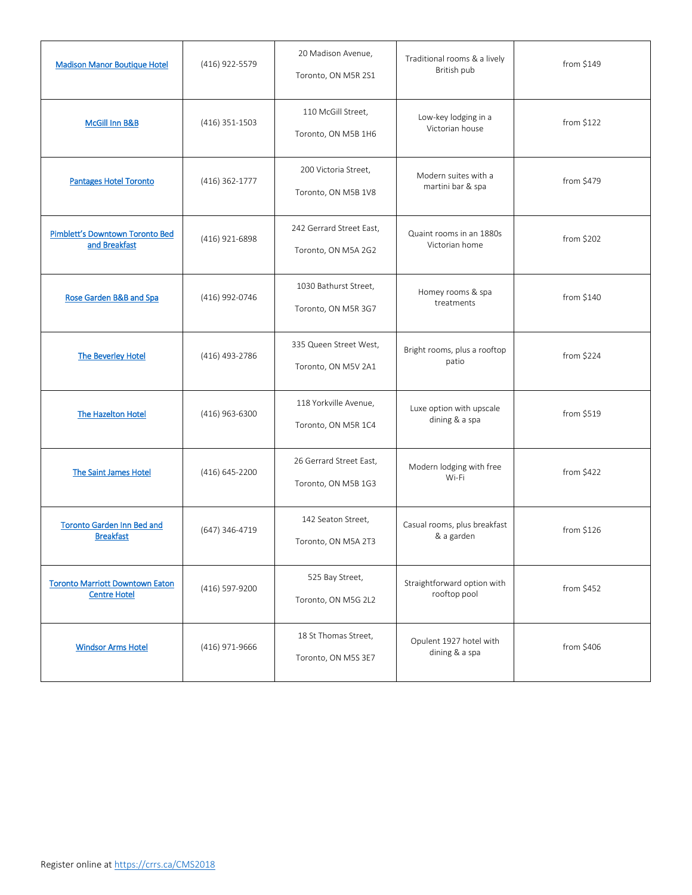| | | | | |
|---|---|---|---|---|
| Madison Manor Boutique Hotel | (416) 922-5579 | 20 Madison Avenue, Toronto, ON M5R 2S1 | Traditional rooms & a lively British pub | from $149 |
| McGill Inn B&B | (416) 351-1503 | 110 McGill Street, Toronto, ON M5B 1H6 | Low-key lodging in a Victorian house | from $122 |
| Pantages Hotel Toronto | (416) 362-1777 | 200 Victoria Street, Toronto, ON M5B 1V8 | Modern suites with a martini bar & spa | from $479 |
| Pimblett's Downtown Toronto Bed and Breakfast | (416) 921-6898 | 242 Gerrard Street East, Toronto, ON M5A 2G2 | Quaint rooms in an 1880s Victorian home | from $202 |
| Rose Garden B&B and Spa | (416) 992-0746 | 1030 Bathurst Street, Toronto, ON M5R 3G7 | Homey rooms & spa treatments | from $140 |
| The Beverley Hotel | (416) 493-2786 | 335 Queen Street West, Toronto, ON M5V 2A1 | Bright rooms, plus a rooftop patio | from $224 |
| The Hazelton Hotel | (416) 963-6300 | 118 Yorkville Avenue, Toronto, ON M5R 1C4 | Luxe option with upscale dining & a spa | from $519 |
| The Saint James Hotel | (416) 645-2200 | 26 Gerrard Street East, Toronto, ON M5B 1G3 | Modern lodging with free Wi-Fi | from $422 |
| Toronto Garden Inn Bed and Breakfast | (647) 346-4719 | 142 Seaton Street, Toronto, ON M5A 2T3 | Casual rooms, plus breakfast & a garden | from $126 |
| Toronto Marriott Downtown Eaton Centre Hotel | (416) 597-9200 | 525 Bay Street, Toronto, ON M5G 2L2 | Straightforward option with rooftop pool | from $452 |
| Windsor Arms Hotel | (416) 971-9666 | 18 St Thomas Street, Toronto, ON M5S 3E7 | Opulent 1927 hotel with dining & a spa | from $406 |

Register online at https://crrs.ca/CMS2018